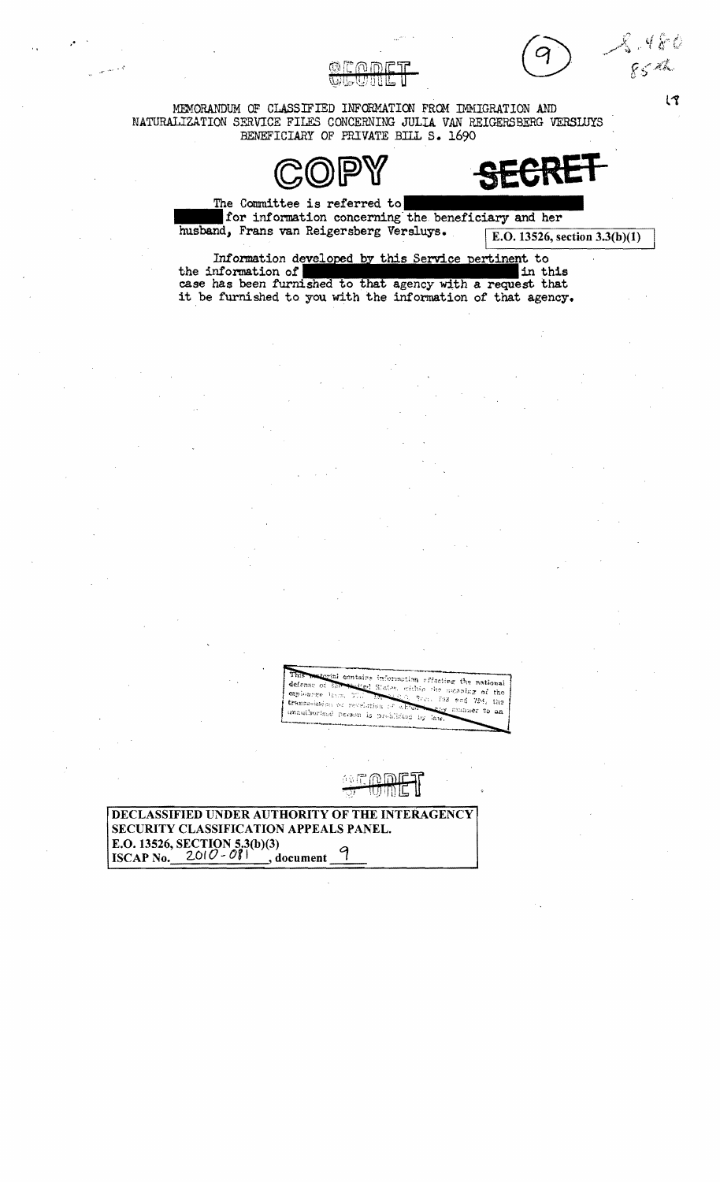SECRET

MEMORANDUM OF CLASSIFIED INFORMATION FROM IMMIGRATION AND NATURALIZATION SERVICE FILES CONCERNING JULIA VAN REIGERSBERG VERSLUYS BENEFICIARY OF PRIVATE BILL S. 1690

COPY SECRET

The Committee is referred to ████████████ ████ for information concerning the beneficiary and her husband, Frans van Reigersberg Versluys.

E.O. 13526, section 3.3(b)(1)

Information developed by this Service pertinent to the information of ████████████ in this case has been furnished to that agency with a request that it be furnished to you with the information of that agency.

This material contains information affecting the national defense of the United States within the meaning of the espionage laws, Title 18, U.S.C., Secs. 793 and 794, the transmission or revelation of which in any manner to an unauthorized person is prohibited by law.

SECRET

DECLASSIFIED UNDER AUTHORITY OF THE INTERAGENCY SECURITY CLASSIFICATION APPEALS PANEL.
E.O. 13526, SECTION 5.3(b)(3)
ISCAP No. 2010-081, document 9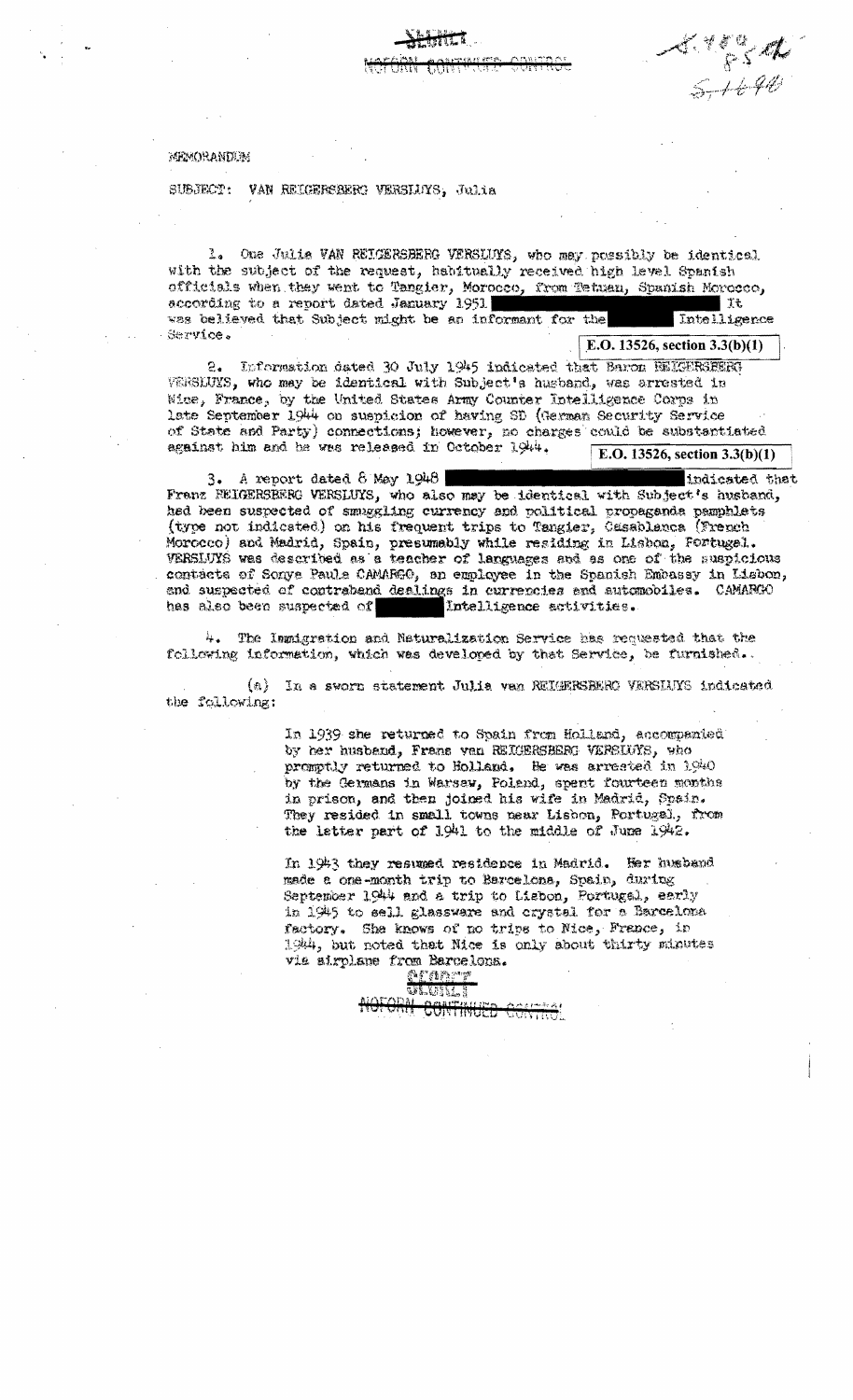SECRET
NOFORN CONTINUED CONTROL

MEMORANDUM

SUBJECT: VAN REIGERSBERG VERSLUYS, Julia

1. One Julia VAN REIGERSBERG VERSLUYS, who may possibly be identical with the subject of the request, habitually received high level Spanish officials when they went to Tangier, Morocco, from Tetuan, Spanish Morocco, according to a report dated January 1951 ████████████████ It was believed that Subject might be an informant for the ████ Intelligence Service.

E.O. 13526, section 3.3(b)(1)

2. Information dated 30 July 1945 indicated that Baron REIGERSBERG VERSLUYS, who may be identical with Subject's husband, was arrested in Nice, France, by the United States Army Counter Intelligence Corps in late September 1944 on suspicion of having SD (German Security Service of State and Party) connections; however, no charges could be substantiated against him and he was released in October 1944.

E.O. 13526, section 3.3(b)(1)

3. A report dated 8 May 1948 ████████████████ indicated that Franz REIGERSBERG VERSLUYS, who also may be identical with Subject's husband, had been suspected of smuggling currency and political propaganda pamphlets (type not indicated) on his frequent trips to Tangier, Casablanca (French Morocco) and Madrid, Spain, presumably while residing in Lisbon, Portugal. VERSLUYS was described as a teacher of languages and as one of the suspicious contacts of Sonya Paula CAMARGO, an employee in the Spanish Embassy in Lisbon, and suspected of contraband dealings in currencies and automobiles. CAMARGO has also been suspected of ████ Intelligence activities.

4. The Immigration and Naturalization Service has requested that the following information, which was developed by that Service, be furnished.

(a) In a sworn statement Julia van REIGERSBERG VERSLUYS indicated the following:

> In 1939 she returned to Spain from Holland, accompanied by her husband, Frans van REIGERSBERG VERSLUYS, who promptly returned to Holland. He was arrested in 1940 by the Germans in Warsaw, Poland, spent fourteen months in prison, and then joined his wife in Madrid, Spain. They resided in small towns near Lisbon, Portugal, from the latter part of 1941 to the middle of June 1942.
>
> In 1943 they resumed residence in Madrid. Her husband made a one-month trip to Barcelona, Spain, during September 1944 and a trip to Lisbon, Portugal, early in 1945 to sell glassware and crystal for a Barcelona factory. She knows of no trips to Nice, France, in 1944, but noted that Nice is only about thirty minutes via airplane from Barcelona.

SECRET
NOFORN CONTINUED CONTROL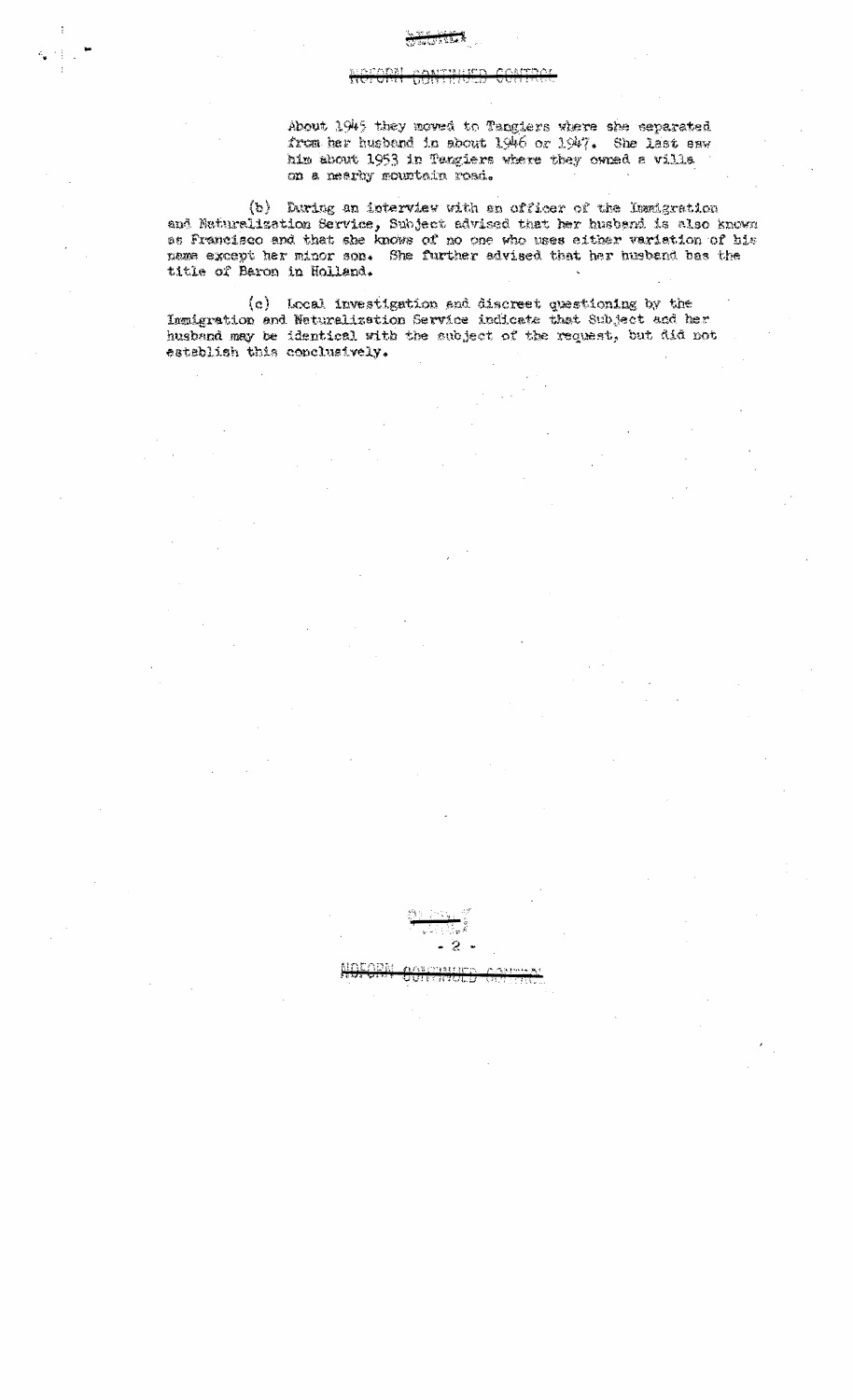About 1945 they moved to Tangiers where she separated from her husband in about 1946 or 1947. She last saw him about 1953 in Tangiers where they owned a villa on a nearby mountain road.

(b) During an interview with an officer of the Immigration and Naturalization Service, Subject advised that her husband is also known as Francisco and that she knows of no one who uses either variation of his name except her minor son. She further advised that her husband has the title of Baron in Holland.

(c) Local investigation and discreet questioning by the Immigration and Naturalization Service indicate that Subject and her husband may be identical with the subject of the request, but did not establish this conclusively.